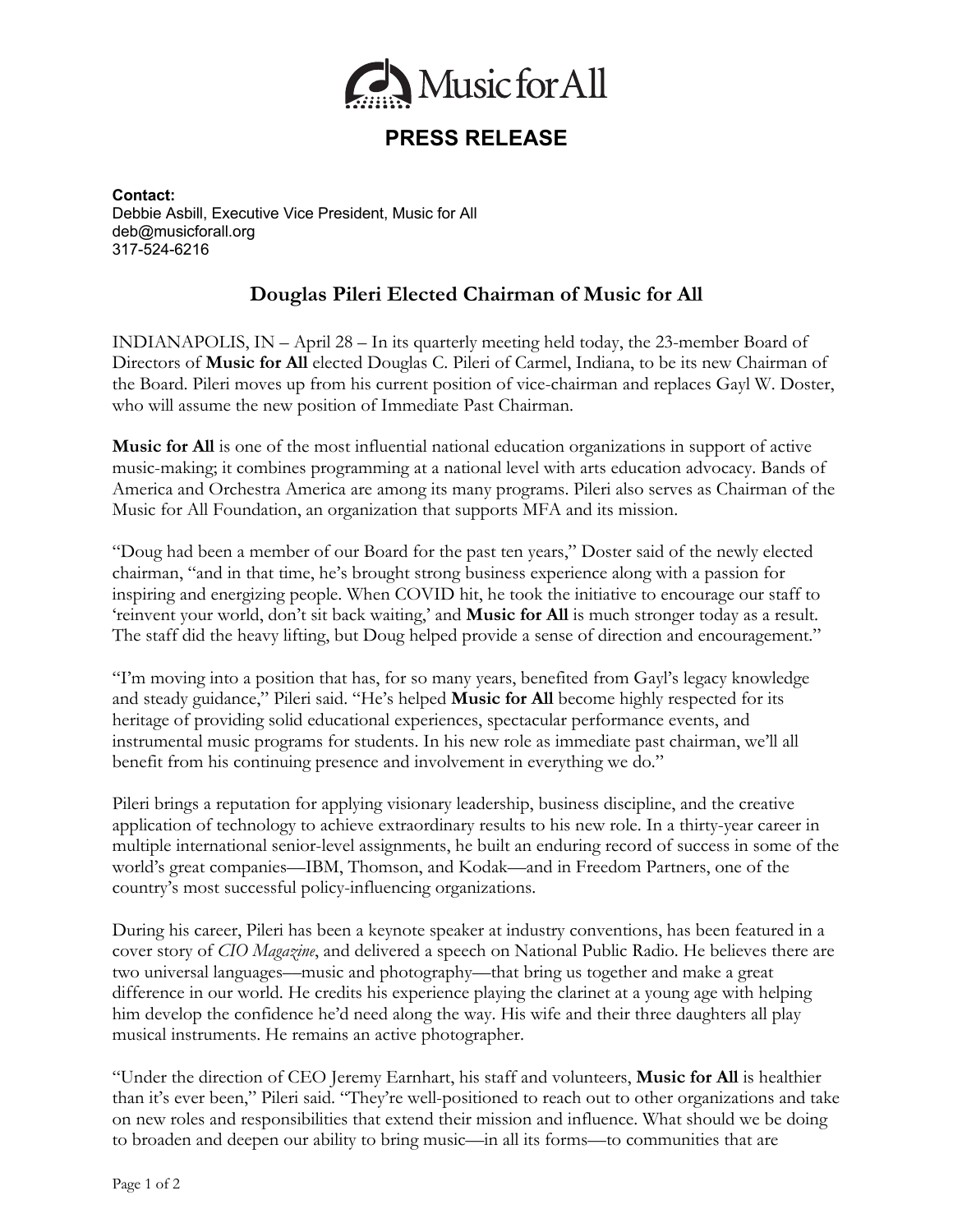Music for All

# PRESS RELEASE

**Contact:**
Debbie Asbill, Executive Vice President, Music for All
deb@musicforall.org
317-524-6216

## Douglas Pileri Elected Chairman of Music for All

INDIANAPOLIS, IN – April 28 – In its quarterly meeting held today, the 23-member Board of Directors of **Music for All** elected Douglas C. Pileri of Carmel, Indiana, to be its new Chairman of the Board. Pileri moves up from his current position of vice-chairman and replaces Gayl W. Doster, who will assume the new position of Immediate Past Chairman.

**Music for All** is one of the most influential national education organizations in support of active music-making; it combines programming at a national level with arts education advocacy. Bands of America and Orchestra America are among its many programs. Pileri also serves as Chairman of the Music for All Foundation, an organization that supports MFA and its mission.

"Doug had been a member of our Board for the past ten years," Doster said of the newly elected chairman, "and in that time, he's brought strong business experience along with a passion for inspiring and energizing people. When COVID hit, he took the initiative to encourage our staff to 'reinvent your world, don't sit back waiting,' and **Music for All** is much stronger today as a result. The staff did the heavy lifting, but Doug helped provide a sense of direction and encouragement."

"I'm moving into a position that has, for so many years, benefited from Gayl's legacy knowledge and steady guidance," Pileri said. "He's helped **Music for All** become highly respected for its heritage of providing solid educational experiences, spectacular performance events, and instrumental music programs for students. In his new role as immediate past chairman, we'll all benefit from his continuing presence and involvement in everything we do."

Pileri brings a reputation for applying visionary leadership, business discipline, and the creative application of technology to achieve extraordinary results to his new role. In a thirty-year career in multiple international senior-level assignments, he built an enduring record of success in some of the world's great companies—IBM, Thomson, and Kodak—and in Freedom Partners, one of the country's most successful policy-influencing organizations.

During his career, Pileri has been a keynote speaker at industry conventions, has been featured in a cover story of *CIO Magazine*, and delivered a speech on National Public Radio. He believes there are two universal languages—music and photography—that bring us together and make a great difference in our world. He credits his experience playing the clarinet at a young age with helping him develop the confidence he'd need along the way. His wife and their three daughters all play musical instruments. He remains an active photographer.

"Under the direction of CEO Jeremy Earnhart, his staff and volunteers, **Music for All** is healthier than it's ever been," Pileri said. "They're well-positioned to reach out to other organizations and take on new roles and responsibilities that extend their mission and influence. What should we be doing to broaden and deepen our ability to bring music—in all its forms—to communities that are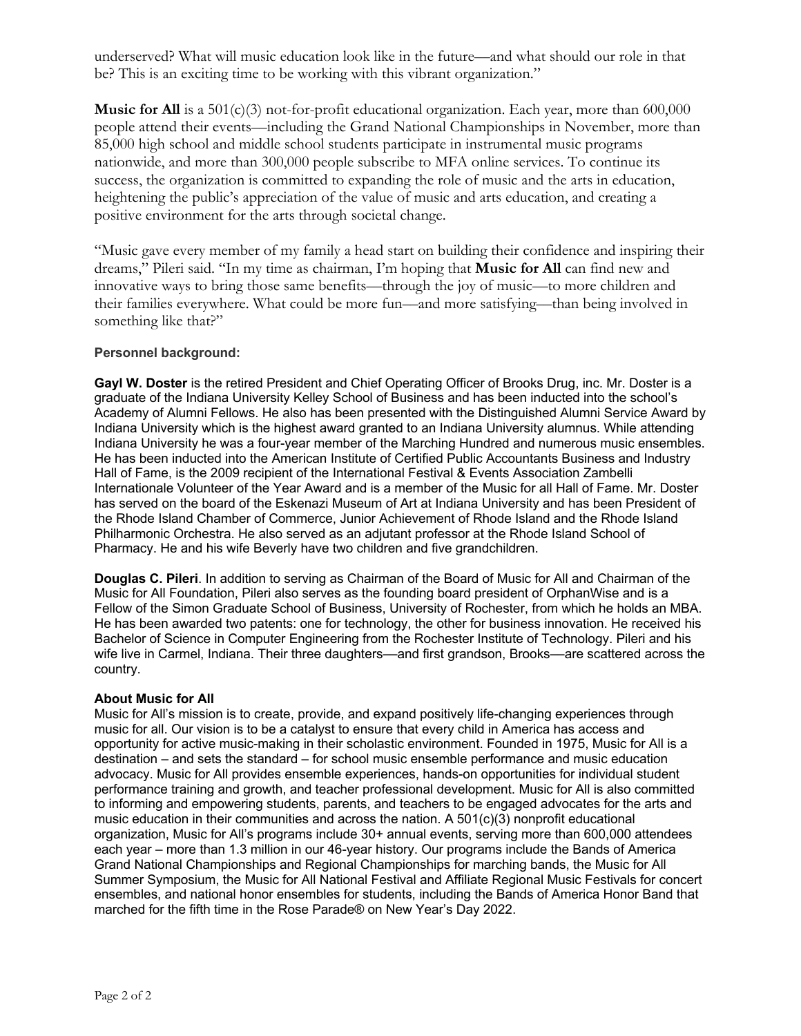underserved? What will music education look like in the future—and what should our role in that be? This is an exciting time to be working with this vibrant organization."

**Music for All** is a 501(c)(3) not-for-profit educational organization. Each year, more than 600,000 people attend their events—including the Grand National Championships in November, more than 85,000 high school and middle school students participate in instrumental music programs nationwide, and more than 300,000 people subscribe to MFA online services. To continue its success, the organization is committed to expanding the role of music and the arts in education, heightening the public's appreciation of the value of music and arts education, and creating a positive environment for the arts through societal change.

"Music gave every member of my family a head start on building their confidence and inspiring their dreams," Pileri said. "In my time as chairman, I'm hoping that **Music for All** can find new and innovative ways to bring those same benefits—through the joy of music—to more children and their families everywhere. What could be more fun—and more satisfying—than being involved in something like that?"

**Personnel background:**

**Gayl W. Doster** is the retired President and Chief Operating Officer of Brooks Drug, inc. Mr. Doster is a graduate of the Indiana University Kelley School of Business and has been inducted into the school's Academy of Alumni Fellows. He also has been presented with the Distinguished Alumni Service Award by Indiana University which is the highest award granted to an Indiana University alumnus. While attending Indiana University he was a four-year member of the Marching Hundred and numerous music ensembles. He has been inducted into the American Institute of Certified Public Accountants Business and Industry Hall of Fame, is the 2009 recipient of the International Festival & Events Association Zambelli Internationale Volunteer of the Year Award and is a member of the Music for all Hall of Fame. Mr. Doster has served on the board of the Eskenazi Museum of Art at Indiana University and has been President of the Rhode Island Chamber of Commerce, Junior Achievement of Rhode Island and the Rhode Island Philharmonic Orchestra. He also served as an adjutant professor at the Rhode Island School of Pharmacy. He and his wife Beverly have two children and five grandchildren.

**Douglas C. Pileri**. In addition to serving as Chairman of the Board of Music for All and Chairman of the Music for All Foundation, Pileri also serves as the founding board president of OrphanWise and is a Fellow of the Simon Graduate School of Business, University of Rochester, from which he holds an MBA. He has been awarded two patents: one for technology, the other for business innovation. He received his Bachelor of Science in Computer Engineering from the Rochester Institute of Technology. Pileri and his wife live in Carmel, Indiana. Their three daughters—and first grandson, Brooks—are scattered across the country.

**About Music for All**

Music for All's mission is to create, provide, and expand positively life-changing experiences through music for all. Our vision is to be a catalyst to ensure that every child in America has access and opportunity for active music-making in their scholastic environment. Founded in 1975, Music for All is a destination – and sets the standard – for school music ensemble performance and music education advocacy. Music for All provides ensemble experiences, hands-on opportunities for individual student performance training and growth, and teacher professional development. Music for All is also committed to informing and empowering students, parents, and teachers to be engaged advocates for the arts and music education in their communities and across the nation. A 501(c)(3) nonprofit educational organization, Music for All's programs include 30+ annual events, serving more than 600,000 attendees each year – more than 1.3 million in our 46-year history. Our programs include the Bands of America Grand National Championships and Regional Championships for marching bands, the Music for All Summer Symposium, the Music for All National Festival and Affiliate Regional Music Festivals for concert ensembles, and national honor ensembles for students, including the Bands of America Honor Band that marched for the fifth time in the Rose Parade® on New Year's Day 2022.